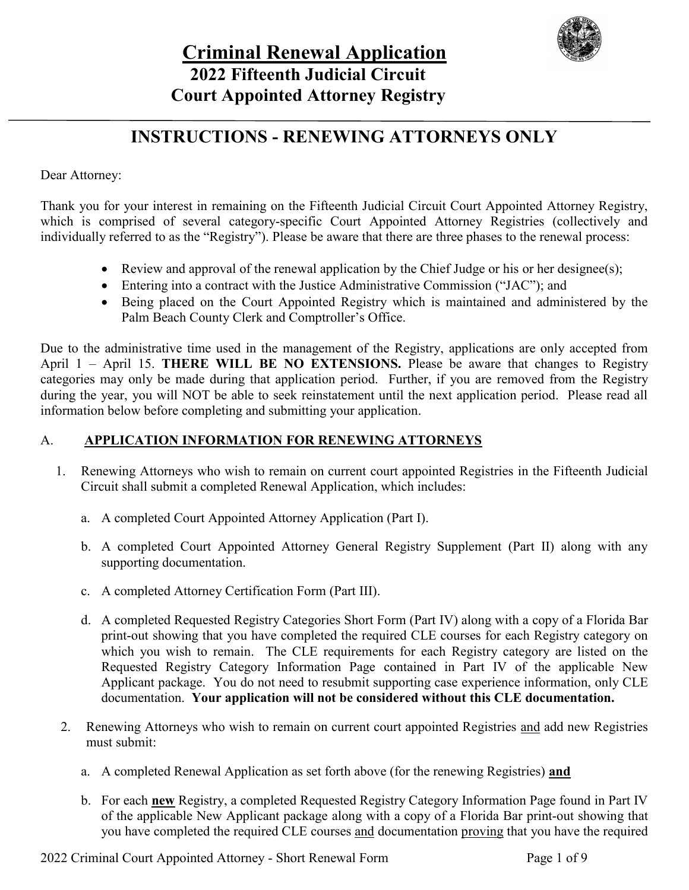# Criminal Renewal Application

## 2022 Fifteenth Judicial Circuit Court Appointed Attorney Registry

## INSTRUCTIONS - RENEWING ATTORNEYS ONLY

Dear Attorney:

Thank you for your interest in remaining on the Fifteenth Judicial Circuit Court Appointed Attorney Registry, which is comprised of several category-specific Court Appointed Attorney Registries (collectively and individually referred to as the "Registry"). Please be aware that there are three phases to the renewal process:

- Review and approval of the renewal application by the Chief Judge or his or her designee(s);
- Entering into a contract with the Justice Administrative Commission ("JAC"); and
- Being placed on the Court Appointed Registry which is maintained and administered by the Palm Beach County Clerk and Comptroller's Office.

Due to the administrative time used in the management of the Registry, applications are only accepted from April 1 – April 15. **THERE WILL BE NO EXTENSIONS.** Please be aware that changes to Registry categories may only be made during that application period. Further, if you are removed from the Registry during the year, you will NOT be able to seek reinstatement until the next application period. Please read all information below before completing and submitting your application.

### A. APPLICATION INFORMATION FOR RENEWING ATTORNEYS

1. Renewing Attorneys who wish to remain on current court appointed Registries in the Fifteenth Judicial Circuit shall submit a completed Renewal Application, which includes:

    a. A completed Court Appointed Attorney Application (Part I).

    b. A completed Court Appointed Attorney General Registry Supplement (Part II) along with any supporting documentation.

    c. A completed Attorney Certification Form (Part III).

    d. A completed Requested Registry Categories Short Form (Part IV) along with a copy of a Florida Bar print-out showing that you have completed the required CLE courses for each Registry category on which you wish to remain. The CLE requirements for each Registry category are listed on the Requested Registry Category Information Page contained in Part IV of the applicable New Applicant package. You do not need to resubmit supporting case experience information, only CLE documentation. **Your application will not be considered without this CLE documentation.**

2. Renewing Attorneys who wish to remain on current court appointed Registries and add new Registries must submit:

    a. A completed Renewal Application as set forth above (for the renewing Registries) **and**

    b. For each **new** Registry, a completed Requested Registry Category Information Page found in Part IV of the applicable New Applicant package along with a copy of a Florida Bar print-out showing that you have completed the required CLE courses and documentation proving that you have the required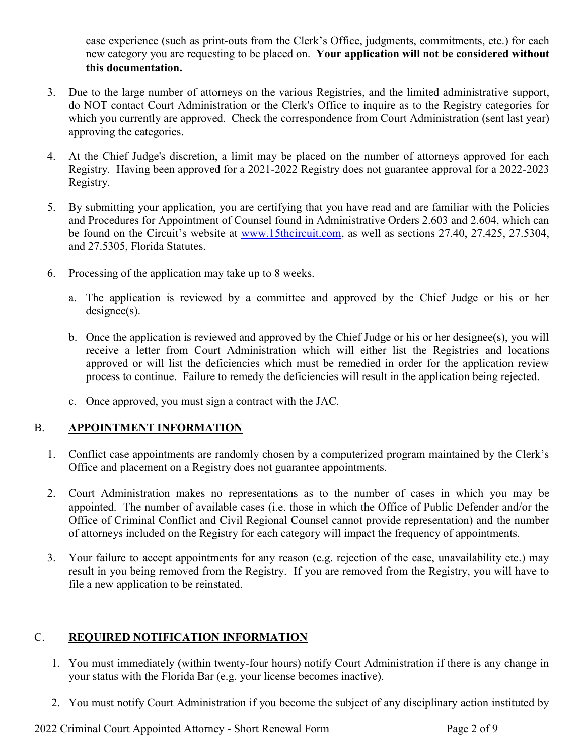case experience (such as print-outs from the Clerk's Office, judgments, commitments, etc.) for each new category you are requesting to be placed on. **Your application will not be considered without this documentation.**

3. Due to the large number of attorneys on the various Registries, and the limited administrative support, do NOT contact Court Administration or the Clerk's Office to inquire as to the Registry categories for which you currently are approved. Check the correspondence from Court Administration (sent last year) approving the categories.

4. At the Chief Judge's discretion, a limit may be placed on the number of attorneys approved for each Registry. Having been approved for a 2021-2022 Registry does not guarantee approval for a 2022-2023 Registry.

5. By submitting your application, you are certifying that you have read and are familiar with the Policies and Procedures for Appointment of Counsel found in Administrative Orders 2.603 and 2.604, which can be found on the Circuit's website at www.15thcircuit.com, as well as sections 27.40, 27.425, 27.5304, and 27.5305, Florida Statutes.

6. Processing of the application may take up to 8 weeks.

   a. The application is reviewed by a committee and approved by the Chief Judge or his or her designee(s).

   b. Once the application is reviewed and approved by the Chief Judge or his or her designee(s), you will receive a letter from Court Administration which will either list the Registries and locations approved or will list the deficiencies which must be remedied in order for the application review process to continue. Failure to remedy the deficiencies will result in the application being rejected.

   c. Once approved, you must sign a contract with the JAC.

## B. APPOINTMENT INFORMATION

1. Conflict case appointments are randomly chosen by a computerized program maintained by the Clerk's Office and placement on a Registry does not guarantee appointments.

2. Court Administration makes no representations as to the number of cases in which you may be appointed. The number of available cases (i.e. those in which the Office of Public Defender and/or the Office of Criminal Conflict and Civil Regional Counsel cannot provide representation) and the number of attorneys included on the Registry for each category will impact the frequency of appointments.

3. Your failure to accept appointments for any reason (e.g. rejection of the case, unavailability etc.) may result in you being removed from the Registry. If you are removed from the Registry, you will have to file a new application to be reinstated.

## C. REQUIRED NOTIFICATION INFORMATION

1. You must immediately (within twenty-four hours) notify Court Administration if there is any change in your status with the Florida Bar (e.g. your license becomes inactive).

2. You must notify Court Administration if you become the subject of any disciplinary action instituted by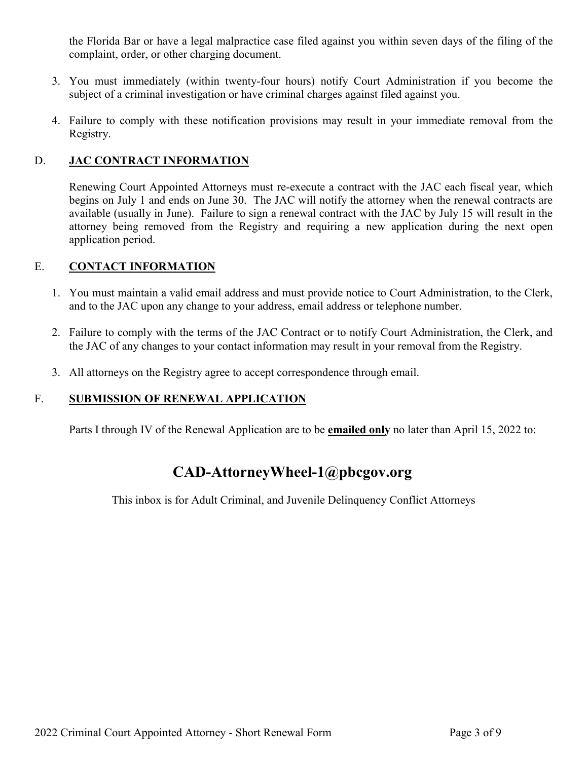the Florida Bar or have a legal malpractice case filed against you within seven days of the filing of the complaint, order, or other charging document.

3. You must immediately (within twenty-four hours) notify Court Administration if you become the subject of a criminal investigation or have criminal charges against filed against you.

4. Failure to comply with these notification provisions may result in your immediate removal from the Registry.

## D. <u>**JAC CONTRACT INFORMATION**</u>

Renewing Court Appointed Attorneys must re-execute a contract with the JAC each fiscal year, which begins on July 1 and ends on June 30. The JAC will notify the attorney when the renewal contracts are available (usually in June). Failure to sign a renewal contract with the JAC by July 15 will result in the attorney being removed from the Registry and requiring a new application during the next open application period.

## E. <u>**CONTACT INFORMATION**</u>

1. You must maintain a valid email address and must provide notice to Court Administration, to the Clerk, and to the JAC upon any change to your address, email address or telephone number.

2. Failure to comply with the terms of the JAC Contract or to notify Court Administration, the Clerk, and the JAC of any changes to your contact information may result in your removal from the Registry.

3. All attorneys on the Registry agree to accept correspondence through email.

## F. <u>**SUBMISSION OF RENEWAL APPLICATION**</u>

Parts I through IV of the Renewal Application are to be <u>**emailed only**</u> no later than April 15, 2022 to:

# CAD-AttorneyWheel-1@pbcgov.org

This inbox is for Adult Criminal, and Juvenile Delinquency Conflict Attorneys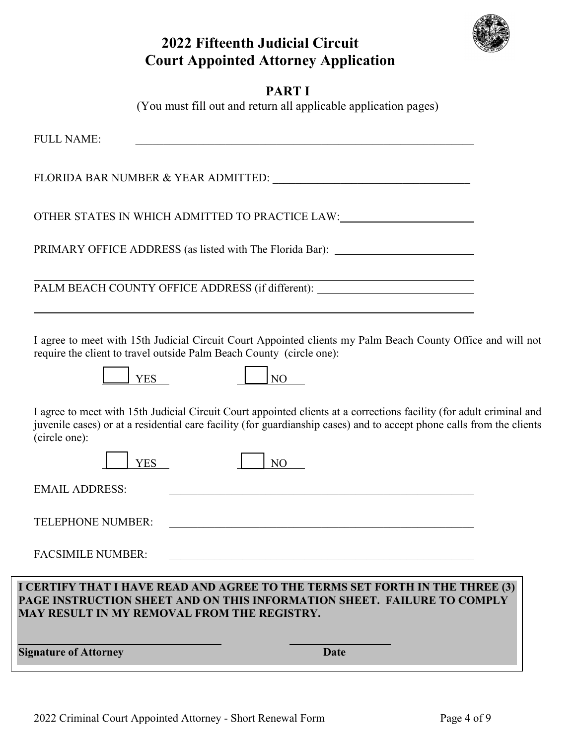# 2022 Fifteenth Judicial Circuit Court Appointed Attorney Application

## PART I

(You must fill out and return all applicable application pages)

FULL NAME: ______________________________________________________________

FLORIDA BAR NUMBER & YEAR ADMITTED: ____________________________________

OTHER STATES IN WHICH ADMITTED TO PRACTICE LAW: _______________________

PRIMARY OFFICE ADDRESS (as listed with The Florida Bar): _________________________

______________________________________________________________________________

PALM BEACH COUNTY OFFICE ADDRESS (if different): ___________________________

______________________________________________________________________________

I agree to meet with 15th Judicial Circuit Court Appointed clients my Palm Beach County Office and will not require the client to travel outside Palm Beach County (circle one):

☐ YES ☐ NO

I agree to meet with 15th Judicial Circuit Court appointed clients at a corrections facility (for adult criminal and juvenile cases) or at a residential care facility (for guardianship cases) and to accept phone calls from the clients (circle one):

☐ YES ☐ NO

EMAIL ADDRESS: _______________________________________________________

TELEPHONE NUMBER: ___________________________________________________

FACSIMILE NUMBER: ___________________________________________________

**I CERTIFY THAT I HAVE READ AND AGREE TO THE TERMS SET FORTH IN THE THREE (3) PAGE INSTRUCTION SHEET AND ON THIS INFORMATION SHEET. FAILURE TO COMPLY MAY RESULT IN MY REMOVAL FROM THE REGISTRY.**

______________________________ ____________________

**Signature of Attorney** **Date**

2022 Criminal Court Appointed Attorney - Short Renewal Form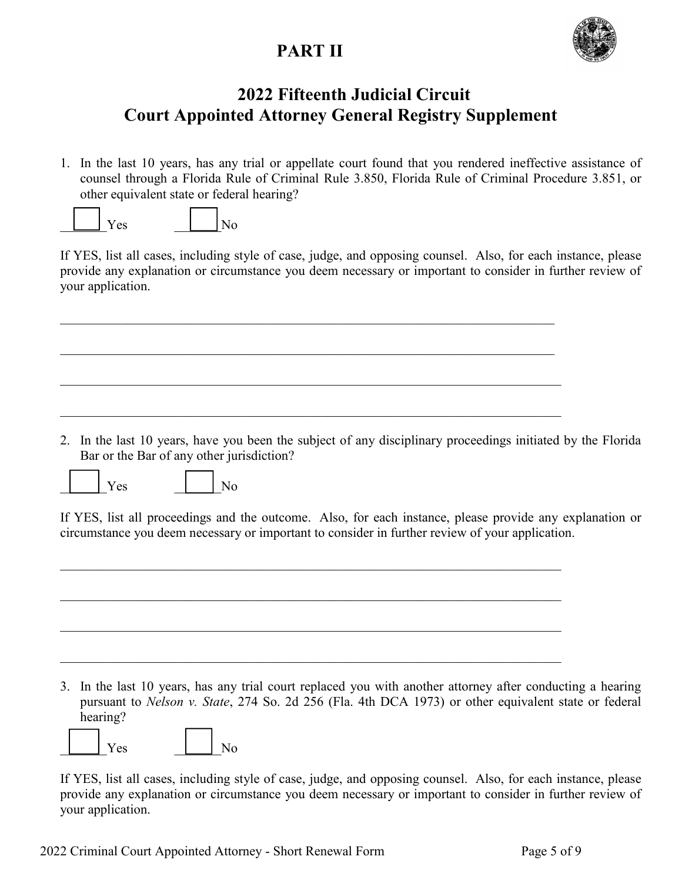# PART II

## 2022 Fifteenth Judicial Circuit
## Court Appointed Attorney General Registry Supplement

1. In the last 10 years, has any trial or appellate court found that you rendered ineffective assistance of counsel through a Florida Rule of Criminal Rule 3.850, Florida Rule of Criminal Procedure 3.851, or other equivalent state or federal hearing?

☐ Yes ☐ No

If YES, list all cases, including style of case, judge, and opposing counsel. Also, for each instance, please provide any explanation or circumstance you deem necessary or important to consider in further review of your application.

\_\_\_\_\_\_\_\_\_\_\_\_\_\_\_\_\_\_\_\_\_\_\_\_\_\_\_\_\_\_\_\_\_\_\_\_\_\_\_\_\_\_\_\_\_\_\_\_\_\_\_\_\_\_\_\_\_\_\_\_\_\_\_\_\_\_\_\_\_\_\_\_\_\_

\_\_\_\_\_\_\_\_\_\_\_\_\_\_\_\_\_\_\_\_\_\_\_\_\_\_\_\_\_\_\_\_\_\_\_\_\_\_\_\_\_\_\_\_\_\_\_\_\_\_\_\_\_\_\_\_\_\_\_\_\_\_\_\_\_\_\_\_\_\_\_\_\_\_

\_\_\_\_\_\_\_\_\_\_\_\_\_\_\_\_\_\_\_\_\_\_\_\_\_\_\_\_\_\_\_\_\_\_\_\_\_\_\_\_\_\_\_\_\_\_\_\_\_\_\_\_\_\_\_\_\_\_\_\_\_\_\_\_\_\_\_\_\_\_\_\_\_\_

\_\_\_\_\_\_\_\_\_\_\_\_\_\_\_\_\_\_\_\_\_\_\_\_\_\_\_\_\_\_\_\_\_\_\_\_\_\_\_\_\_\_\_\_\_\_\_\_\_\_\_\_\_\_\_\_\_\_\_\_\_\_\_\_\_\_\_\_\_\_\_\_\_\_

2. In the last 10 years, have you been the subject of any disciplinary proceedings initiated by the Florida Bar or the Bar of any other jurisdiction?

☐ Yes ☐ No

If YES, list all proceedings and the outcome. Also, for each instance, please provide any explanation or circumstance you deem necessary or important to consider in further review of your application.

\_\_\_\_\_\_\_\_\_\_\_\_\_\_\_\_\_\_\_\_\_\_\_\_\_\_\_\_\_\_\_\_\_\_\_\_\_\_\_\_\_\_\_\_\_\_\_\_\_\_\_\_\_\_\_\_\_\_\_\_\_\_\_\_\_\_\_\_\_\_\_\_\_\_

\_\_\_\_\_\_\_\_\_\_\_\_\_\_\_\_\_\_\_\_\_\_\_\_\_\_\_\_\_\_\_\_\_\_\_\_\_\_\_\_\_\_\_\_\_\_\_\_\_\_\_\_\_\_\_\_\_\_\_\_\_\_\_\_\_\_\_\_\_\_\_\_\_\_

\_\_\_\_\_\_\_\_\_\_\_\_\_\_\_\_\_\_\_\_\_\_\_\_\_\_\_\_\_\_\_\_\_\_\_\_\_\_\_\_\_\_\_\_\_\_\_\_\_\_\_\_\_\_\_\_\_\_\_\_\_\_\_\_\_\_\_\_\_\_\_\_\_\_

\_\_\_\_\_\_\_\_\_\_\_\_\_\_\_\_\_\_\_\_\_\_\_\_\_\_\_\_\_\_\_\_\_\_\_\_\_\_\_\_\_\_\_\_\_\_\_\_\_\_\_\_\_\_\_\_\_\_\_\_\_\_\_\_\_\_\_\_\_\_\_\_\_\_

3. In the last 10 years, has any trial court replaced you with another attorney after conducting a hearing pursuant to *Nelson v. State*, 274 So. 2d 256 (Fla. 4th DCA 1973) or other equivalent state or federal hearing?

☐ Yes ☐ No

If YES, list all cases, including style of case, judge, and opposing counsel. Also, for each instance, please provide any explanation or circumstance you deem necessary or important to consider in further review of your application.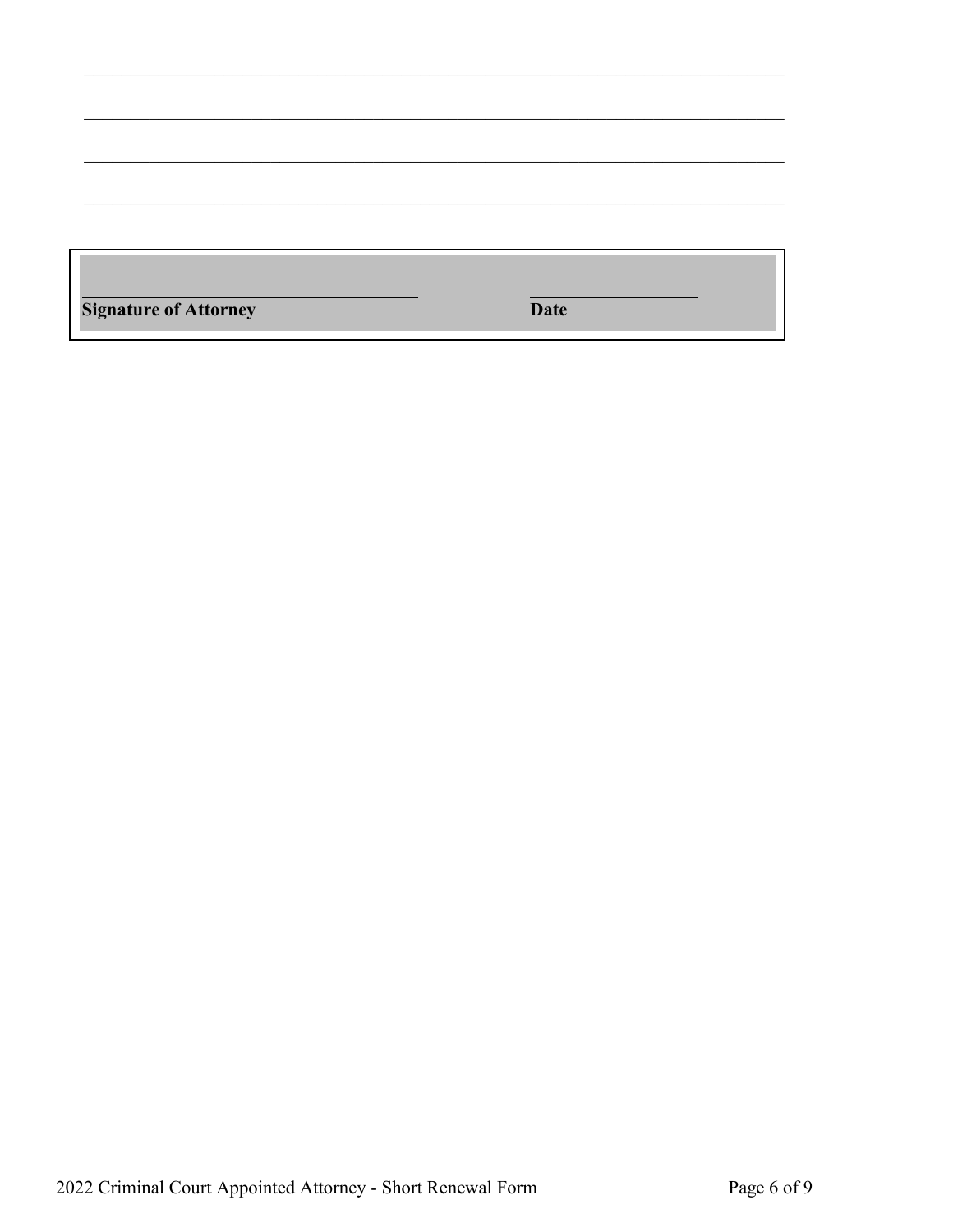\_\_\_\_\_\_\_\_\_\_\_\_\_\_\_\_\_\_\_\_\_\_\_\_\_\_\_\_\_\_\_\_\_\_\_\_\_\_\_\_\_\_\_\_\_\_\_\_\_\_\_\_\_\_\_\_\_\_\_\_\_\_\_\_\_\_\_\_\_\_\_\_

\_\_\_\_\_\_\_\_\_\_\_\_\_\_\_\_\_\_\_\_\_\_\_\_\_\_\_\_\_\_\_\_\_\_\_\_\_\_\_\_\_\_\_\_\_\_\_\_\_\_\_\_\_\_\_\_\_\_\_\_\_\_\_\_\_\_\_\_\_\_\_\_

\_\_\_\_\_\_\_\_\_\_\_\_\_\_\_\_\_\_\_\_\_\_\_\_\_\_\_\_\_\_\_\_\_\_\_\_\_\_\_\_\_\_\_\_\_\_\_\_\_\_\_\_\_\_\_\_\_\_\_\_\_\_\_\_\_\_\_\_\_\_\_\_

\_\_\_\_\_\_\_\_\_\_\_\_\_\_\_\_\_\_\_\_\_\_\_\_\_\_\_\_\_\_\_\_\_\_\_\_\_\_\_\_\_\_\_\_\_\_\_\_\_\_\_\_\_\_\_\_\_\_\_\_\_\_\_\_\_\_\_\_\_\_\_\_

| \_\_\_\_\_\_\_\_\_\_\_\_\_\_\_\_\_\_\_\_\_\_\_\_\_\_\_\_\_\_\_\_\_\_\_\_ | \_\_\_\_\_\_\_\_\_\_\_\_\_\_\_\_\_\_ |
|---|---|
| **Signature of Attorney** | **Date** |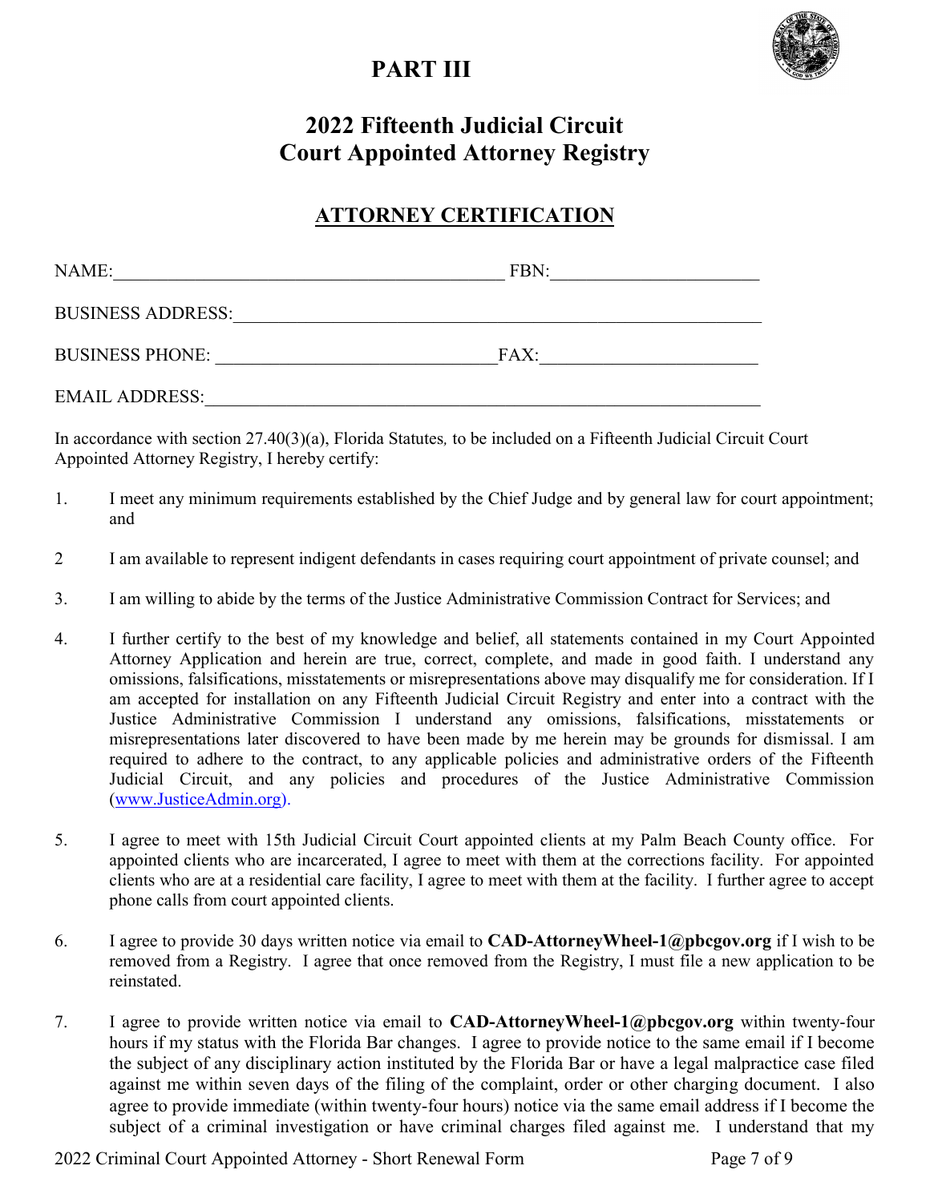# PART III

## 2022 Fifteenth Judicial Circuit Court Appointed Attorney Registry

### ATTORNEY CERTIFICATION

NAME:_______________________________________________ FBN:________________________

BUSINESS ADDRESS:_____________________________________________________________

BUSINESS PHONE: ________________________________FAX:__________________________

EMAIL ADDRESS:________________________________________________________________

In accordance with section 27.40(3)(a), Florida Statutes, to be included on a Fifteenth Judicial Circuit Court Appointed Attorney Registry, I hereby certify:

1. I meet any minimum requirements established by the Chief Judge and by general law for court appointment; and

2 I am available to represent indigent defendants in cases requiring court appointment of private counsel; and

3. I am willing to abide by the terms of the Justice Administrative Commission Contract for Services; and

4. I further certify to the best of my knowledge and belief, all statements contained in my Court Appointed Attorney Application and herein are true, correct, complete, and made in good faith. I understand any omissions, falsifications, misstatements or misrepresentations above may disqualify me for consideration. If I am accepted for installation on any Fifteenth Judicial Circuit Registry and enter into a contract with the Justice Administrative Commission I understand any omissions, falsifications, misstatements or misrepresentations later discovered to have been made by me herein may be grounds for dismissal. I am required to adhere to the contract, to any applicable policies and administrative orders of the Fifteenth Judicial Circuit, and any policies and procedures of the Justice Administrative Commission (www.JusticeAdmin.org).

5. I agree to meet with 15th Judicial Circuit Court appointed clients at my Palm Beach County office. For appointed clients who are incarcerated, I agree to meet with them at the corrections facility. For appointed clients who are at a residential care facility, I agree to meet with them at the facility. I further agree to accept phone calls from court appointed clients.

6. I agree to provide 30 days written notice via email to **CAD-AttorneyWheel-1@pbcgov.org** if I wish to be removed from a Registry. I agree that once removed from the Registry, I must file a new application to be reinstated.

7. I agree to provide written notice via email to **CAD-AttorneyWheel-1@pbcgov.org** within twenty-four hours if my status with the Florida Bar changes. I agree to provide notice to the same email if I become the subject of any disciplinary action instituted by the Florida Bar or have a legal malpractice case filed against me within seven days of the filing of the complaint, order or other charging document. I also agree to provide immediate (within twenty-four hours) notice via the same email address if I become the subject of a criminal investigation or have criminal charges filed against me. I understand that my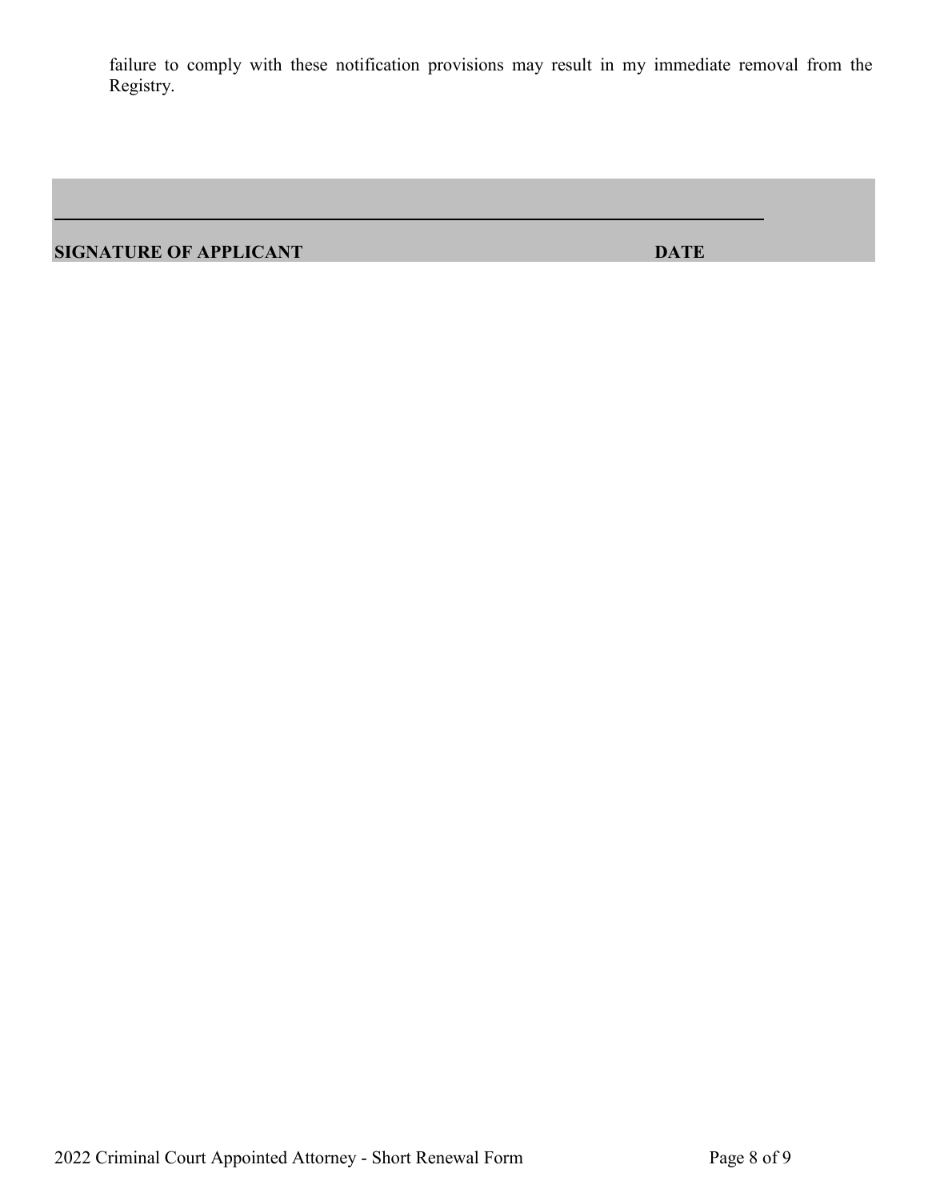failure to comply with these notification provisions may result in my immediate removal from the Registry.

______________________________________________________________

**SIGNATURE OF APPLICANT** **DATE**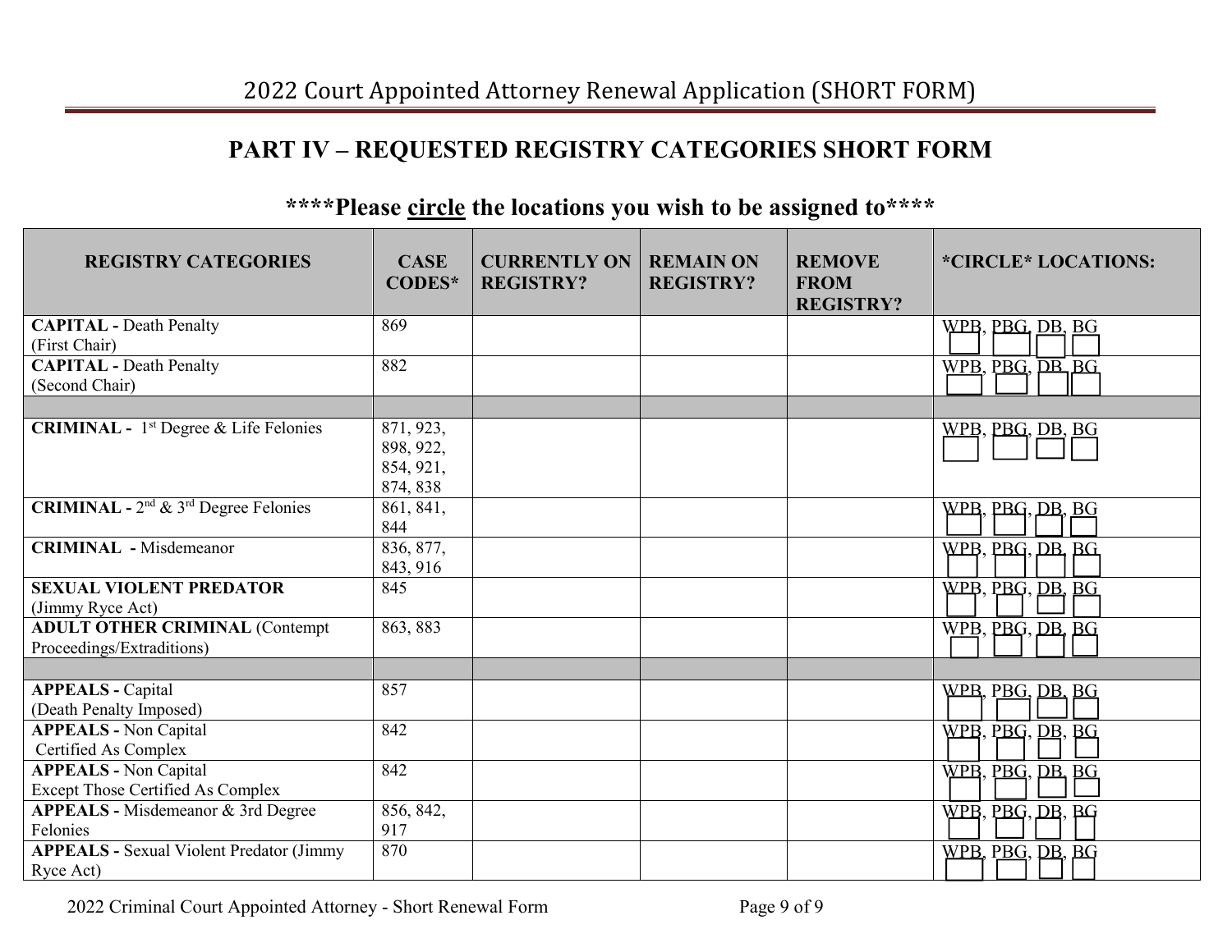## PART IV – REQUESTED REGISTRY CATEGORIES SHORT FORM

**\*\*\*\*Please circle the locations you wish to be assigned to\*\*\*\***

| REGISTRY CATEGORIES | CASE CODES* | CURRENTLY ON REGISTRY? | REMAIN ON REGISTRY? | REMOVE FROM REGISTRY? | *CIRCLE* LOCATIONS: |
|---|---|---|---|---|---|
| **CAPITAL -** Death Penalty (First Chair) | 869 | | | | WPB, PBG, DB, BG |
| **CAPITAL -** Death Penalty (Second Chair) | 882 | | | | WPB, PBG, DB, BG |
| | | | | | |
| **CRIMINAL -** 1st Degree & Life Felonies | 871, 923, 898, 922, 854, 921, 874, 838 | | | | WPB, PBG, DB, BG |
| **CRIMINAL -** 2nd & 3rd Degree Felonies | 861, 841, 844 | | | | WPB, PBG, DB, BG |
| **CRIMINAL -** Misdemeanor | 836, 877, 843, 916 | | | | WPB, PBG, DB, BG |
| **SEXUAL VIOLENT PREDATOR** (Jimmy Ryce Act) | 845 | | | | WPB, PBG, DB, BG |
| **ADULT OTHER CRIMINAL** (Contempt Proceedings/Extraditions) | 863, 883 | | | | WPB, PBG, DB, BG |
| | | | | | |
| **APPEALS -** Capital (Death Penalty Imposed) | 857 | | | | WPB, PBG, DB, BG |
| **APPEALS -** Non Capital Certified As Complex | 842 | | | | WPB, PBG, DB, BG |
| **APPEALS -** Non Capital Except Those Certified As Complex | 842 | | | | WPB, PBG, DB, BG |
| **APPEALS -** Misdemeanor & 3rd Degree Felonies | 856, 842, 917 | | | | WPB, PBG, DB, BG |
| **APPEALS -** Sexual Violent Predator (Jimmy Ryce Act) | 870 | | | | WPB, PBG, DB, BG |